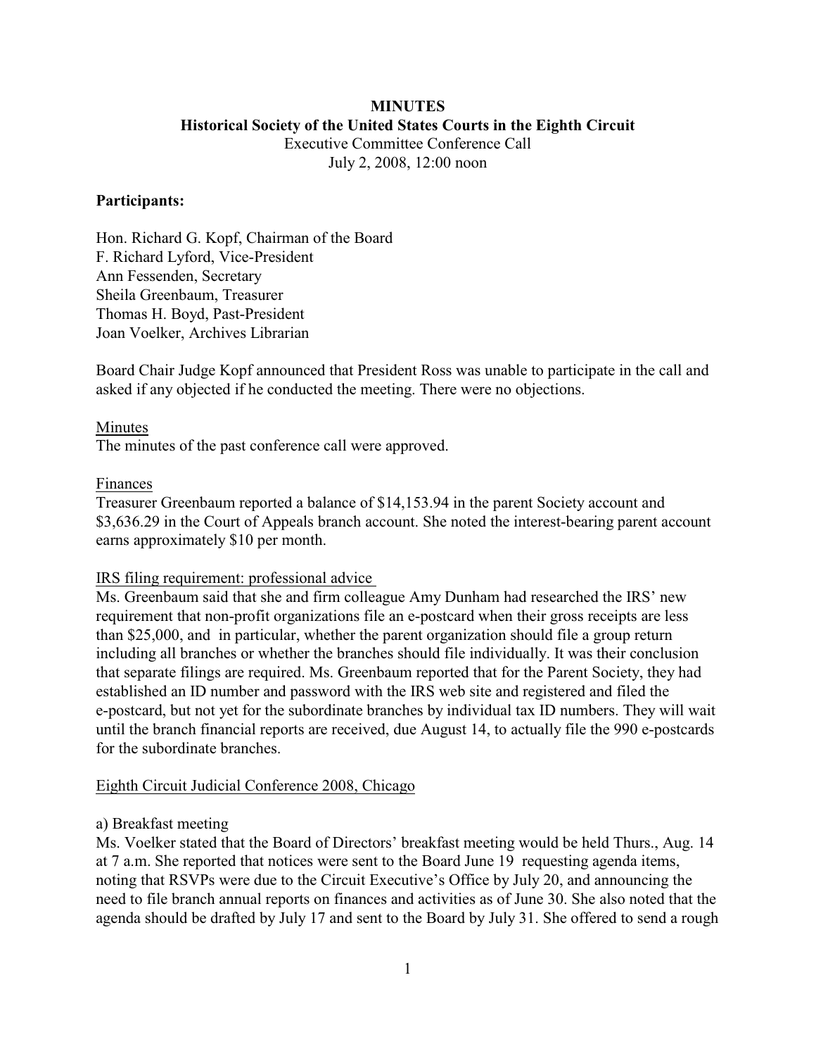**MINUTES**

**Historical Society of the United States Courts in the Eighth Circuit**

Executive Committee Conference Call

July 2, 2008, 12:00 noon

**Participants:**

Hon. Richard G. Kopf, Chairman of the Board
F. Richard Lyford, Vice-President
Ann Fessenden, Secretary
Sheila Greenbaum, Treasurer
Thomas H. Boyd, Past-President
Joan Voelker, Archives Librarian

Board Chair Judge Kopf announced that President Ross was unable to participate in the call and asked if any objected if he conducted the meeting. There were no objections.

<u>Minutes</u>

The minutes of the past conference call were approved.

<u>Finances</u>

Treasurer Greenbaum reported a balance of $14,153.94 in the parent Society account and $3,636.29 in the Court of Appeals branch account. She noted the interest-bearing parent account earns approximately $10 per month.

<u>IRS filing requirement: professional advice</u>

Ms. Greenbaum said that she and firm colleague Amy Dunham had researched the IRS' new requirement that non-profit organizations file an e-postcard when their gross receipts are less than $25,000, and in particular, whether the parent organization should file a group return including all branches or whether the branches should file individually. It was their conclusion that separate filings are required. Ms. Greenbaum reported that for the Parent Society, they had established an ID number and password with the IRS web site and registered and filed the e-postcard, but not yet for the subordinate branches by individual tax ID numbers. They will wait until the branch financial reports are received, due August 14, to actually file the 990 e-postcards for the subordinate branches.

<u>Eighth Circuit Judicial Conference 2008, Chicago</u>

a) Breakfast meeting

Ms. Voelker stated that the Board of Directors' breakfast meeting would be held Thurs., Aug. 14 at 7 a.m. She reported that notices were sent to the Board June 19 requesting agenda items, noting that RSVPs were due to the Circuit Executive's Office by July 20, and announcing the need to file branch annual reports on finances and activities as of June 30. She also noted that the agenda should be drafted by July 17 and sent to the Board by July 31. She offered to send a rough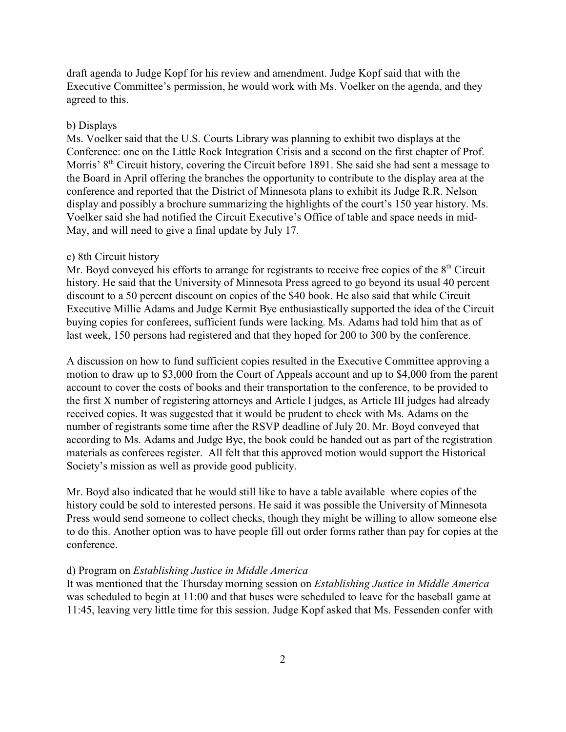draft agenda to Judge Kopf for his review and amendment. Judge Kopf said that with the Executive Committee's permission, he would work with Ms. Voelker on the agenda, and they agreed to this.

b) Displays

Ms. Voelker said that the U.S. Courts Library was planning to exhibit two displays at the Conference: one on the Little Rock Integration Crisis and a second on the first chapter of Prof. Morris' 8th Circuit history, covering the Circuit before 1891. She said she had sent a message to the Board in April offering the branches the opportunity to contribute to the display area at the conference and reported that the District of Minnesota plans to exhibit its Judge R.R. Nelson display and possibly a brochure summarizing the highlights of the court's 150 year history. Ms. Voelker said she had notified the Circuit Executive's Office of table and space needs in mid-May, and will need to give a final update by July 17.

c) 8th Circuit history

Mr. Boyd conveyed his efforts to arrange for registrants to receive free copies of the 8th Circuit history. He said that the University of Minnesota Press agreed to go beyond its usual 40 percent discount to a 50 percent discount on copies of the $40 book. He also said that while Circuit Executive Millie Adams and Judge Kermit Bye enthusiastically supported the idea of the Circuit buying copies for conferees, sufficient funds were lacking. Ms. Adams had told him that as of last week, 150 persons had registered and that they hoped for 200 to 300 by the conference.

A discussion on how to fund sufficient copies resulted in the Executive Committee approving a motion to draw up to $3,000 from the Court of Appeals account and up to $4,000 from the parent account to cover the costs of books and their transportation to the conference, to be provided to the first X number of registering attorneys and Article I judges, as Article III judges had already received copies. It was suggested that it would be prudent to check with Ms. Adams on the number of registrants some time after the RSVP deadline of July 20. Mr. Boyd conveyed that according to Ms. Adams and Judge Bye, the book could be handed out as part of the registration materials as conferees register. All felt that this approved motion would support the Historical Society's mission as well as provide good publicity.

Mr. Boyd also indicated that he would still like to have a table available where copies of the history could be sold to interested persons. He said it was possible the University of Minnesota Press would send someone to collect checks, though they might be willing to allow someone else to do this. Another option was to have people fill out order forms rather than pay for copies at the conference.

d) Program on *Establishing Justice in Middle America*

It was mentioned that the Thursday morning session on *Establishing Justice in Middle America* was scheduled to begin at 11:00 and that buses were scheduled to leave for the baseball game at 11:45, leaving very little time for this session. Judge Kopf asked that Ms. Fessenden confer with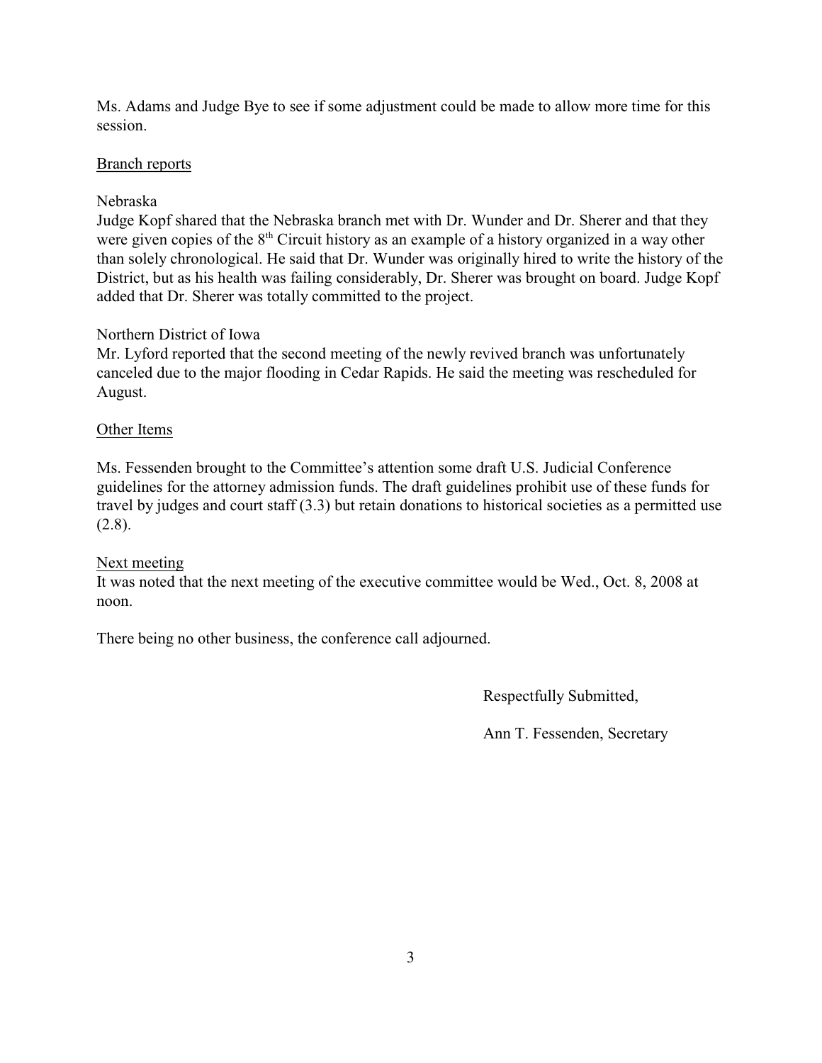Ms. Adams and Judge Bye to see if some adjustment could be made to allow more time for this session.

<u>Branch reports</u>

Nebraska
Judge Kopf shared that the Nebraska branch met with Dr. Wunder and Dr. Sherer and that they were given copies of the 8th Circuit history as an example of a history organized in a way other than solely chronological. He said that Dr. Wunder was originally hired to write the history of the District, but as his health was failing considerably, Dr. Sherer was brought on board. Judge Kopf added that Dr. Sherer was totally committed to the project.

Northern District of Iowa
Mr. Lyford reported that the second meeting of the newly revived branch was unfortunately canceled due to the major flooding in Cedar Rapids. He said the meeting was rescheduled for August.

<u>Other Items</u>

Ms. Fessenden brought to the Committee's attention some draft U.S. Judicial Conference guidelines for the attorney admission funds. The draft guidelines prohibit use of these funds for travel by judges and court staff (3.3) but retain donations to historical societies as a permitted use (2.8).

<u>Next meeting</u>
It was noted that the next meeting of the executive committee would be Wed., Oct. 8, 2008 at noon.

There being no other business, the conference call adjourned.

Respectfully Submitted,

Ann T. Fessenden, Secretary